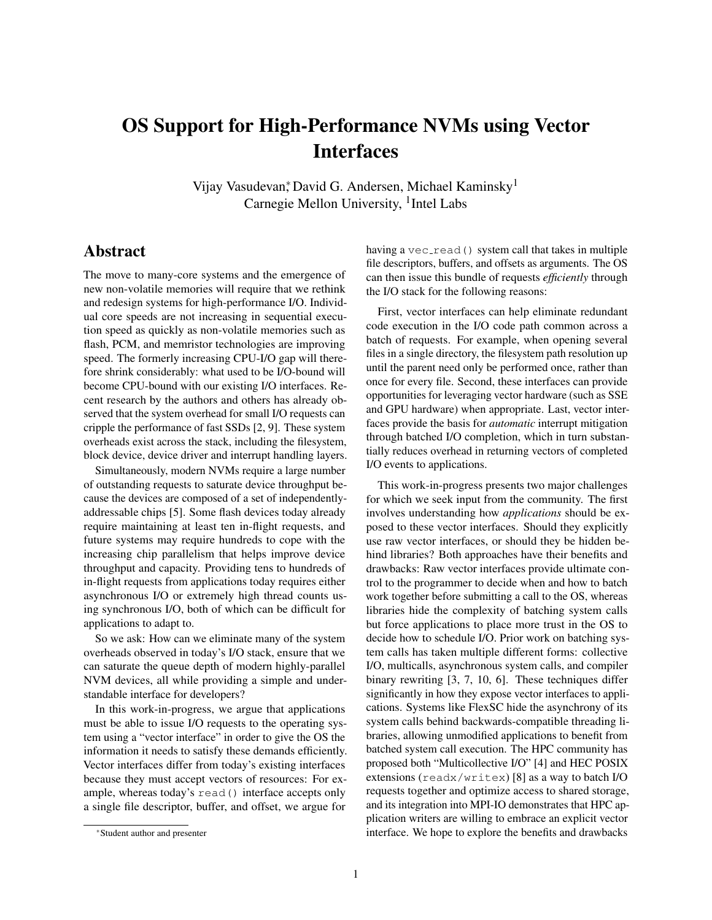# OS Support for High-Performance NVMs using Vector Interfaces

Vijay Vasudevan*, David G. Andersen, Michael Kaminsky[1]
Carnegie Mellon University, [1]Intel Labs

## Abstract

The move to many-core systems and the emergence of new non-volatile memories will require that we rethink and redesign systems for high-performance I/O. Individual core speeds are not increasing in sequential execution speed as quickly as non-volatile memories such as flash, PCM, and memristor technologies are improving speed. The formerly increasing CPU-I/O gap will therefore shrink considerably: what used to be I/O-bound will become CPU-bound with our existing I/O interfaces. Recent research by the authors and others has already observed that the system overhead for small I/O requests can cripple the performance of fast SSDs [2, 9]. These system overheads exist across the stack, including the filesystem, block device, device driver and interrupt handling layers.

Simultaneously, modern NVMs require a large number of outstanding requests to saturate device throughput because the devices are composed of a set of independently-addressable chips [5]. Some flash devices today already require maintaining at least ten in-flight requests, and future systems may require hundreds to cope with the increasing chip parallelism that helps improve device throughput and capacity. Providing tens to hundreds of in-flight requests from applications today requires either asynchronous I/O or extremely high thread counts using synchronous I/O, both of which can be difficult for applications to adapt to.

So we ask: How can we eliminate many of the system overheads observed in today's I/O stack, ensure that we can saturate the queue depth of modern highly-parallel NVM devices, all while providing a simple and understandable interface for developers?

In this work-in-progress, we argue that applications must be able to issue I/O requests to the operating system using a "vector interface" in order to give the OS the information it needs to satisfy these demands efficiently. Vector interfaces differ from today's existing interfaces because they must accept vectors of resources: For example, whereas today's `read()` interface accepts only a single file descriptor, buffer, and offset, we argue for having a `vec_read()` system call that takes in multiple file descriptors, buffers, and offsets as arguments. The OS can then issue this bundle of requests *efficiently* through the I/O stack for the following reasons:

First, vector interfaces can help eliminate redundant code execution in the I/O code path common across a batch of requests. For example, when opening several files in a single directory, the filesystem path resolution up until the parent need only be performed once, rather than once for every file. Second, these interfaces can provide opportunities for leveraging vector hardware (such as SSE and GPU hardware) when appropriate. Last, vector interfaces provide the basis for *automatic* interrupt mitigation through batched I/O completion, which in turn substantially reduces overhead in returning vectors of completed I/O events to applications.

This work-in-progress presents two major challenges for which we seek input from the community. The first involves understanding how *applications* should be exposed to these vector interfaces. Should they explicitly use raw vector interfaces, or should they be hidden behind libraries? Both approaches have their benefits and drawbacks: Raw vector interfaces provide ultimate control to the programmer to decide when and how to batch work together before submitting a call to the OS, whereas libraries hide the complexity of batching system calls but force applications to place more trust in the OS to decide how to schedule I/O. Prior work on batching system calls has taken multiple different forms: collective I/O, multicalls, asynchronous system calls, and compiler binary rewriting [3, 7, 10, 6]. These techniques differ significantly in how they expose vector interfaces to applications. Systems like FlexSC hide the asynchrony of its system calls behind backwards-compatible threading libraries, allowing unmodified applications to benefit from batched system call execution. The HPC community has proposed both "Multicollective I/O" [4] and HEC POSIX extensions (`readx/writex`) [8] as a way to batch I/O requests together and optimize access to shared storage, and its integration into MPI-IO demonstrates that HPC application writers are willing to embrace an explicit vector interface. We hope to explore the benefits and drawbacks

*Student author and presenter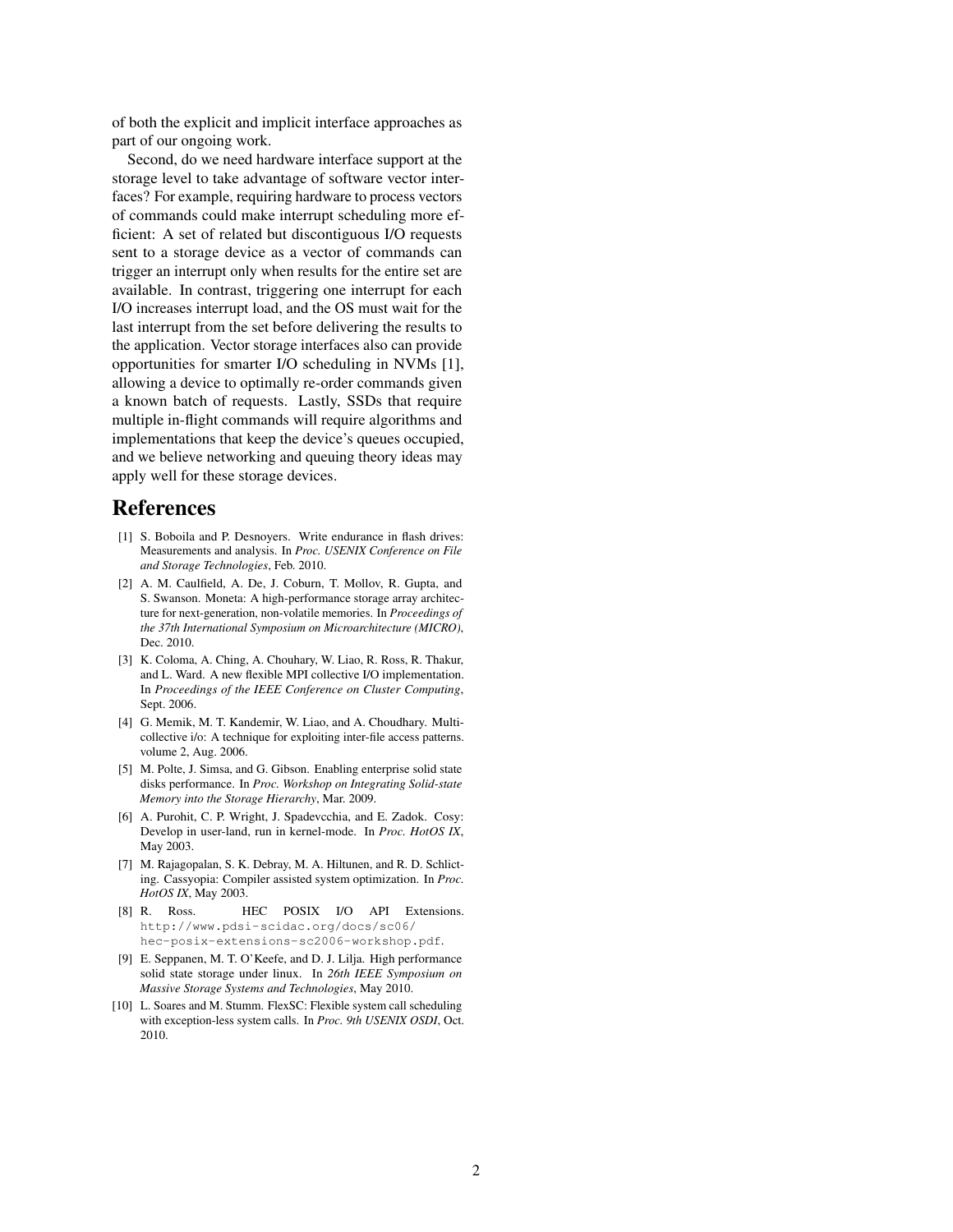of both the explicit and implicit interface approaches as part of our ongoing work.

Second, do we need hardware interface support at the storage level to take advantage of software vector interfaces? For example, requiring hardware to process vectors of commands could make interrupt scheduling more efficient: A set of related but discontiguous I/O requests sent to a storage device as a vector of commands can trigger an interrupt only when results for the entire set are available. In contrast, triggering one interrupt for each I/O increases interrupt load, and the OS must wait for the last interrupt from the set before delivering the results to the application. Vector storage interfaces also can provide opportunities for smarter I/O scheduling in NVMs [1], allowing a device to optimally re-order commands given a known batch of requests. Lastly, SSDs that require multiple in-flight commands will require algorithms and implementations that keep the device's queues occupied, and we believe networking and queuing theory ideas may apply well for these storage devices.

# References

[1] S. Boboila and P. Desnoyers. Write endurance in flash drives: Measurements and analysis. In *Proc. USENIX Conference on File and Storage Technologies*, Feb. 2010.

[2] A. M. Caulfield, A. De, J. Coburn, T. Mollov, R. Gupta, and S. Swanson. Moneta: A high-performance storage array architecture for next-generation, non-volatile memories. In *Proceedings of the 37th International Symposium on Microarchitecture (MICRO)*, Dec. 2010.

[3] K. Coloma, A. Ching, A. Chouhary, W. Liao, R. Ross, R. Thakur, and L. Ward. A new flexible MPI collective I/O implementation. In *Proceedings of the IEEE Conference on Cluster Computing*, Sept. 2006.

[4] G. Memik, M. T. Kandemir, W. Liao, and A. Choudhary. Multi-collective i/o: A technique for exploiting inter-file access patterns. volume 2, Aug. 2006.

[5] M. Polte, J. Simsa, and G. Gibson. Enabling enterprise solid state disks performance. In *Proc. Workshop on Integrating Solid-state Memory into the Storage Hierarchy*, Mar. 2009.

[6] A. Purohit, C. P. Wright, J. Spadevcchia, and E. Zadok. Cosy: Develop in user-land, run in kernel-mode. In *Proc. HotOS IX*, May 2003.

[7] M. Rajagopalan, S. K. Debray, M. A. Hiltunen, and R. D. Schlicting. Cassyopia: Compiler assisted system optimization. In *Proc. HotOS IX*, May 2003.

[8] R. Ross. HEC POSIX I/O API Extensions. `http://www.pdsi-scidac.org/docs/sc06/hec-posix-extensions-sc2006-workshop.pdf`.

[9] E. Seppanen, M. T. O'Keefe, and D. J. Lilja. High performance solid state storage under linux. In *26th IEEE Symposium on Massive Storage Systems and Technologies*, May 2010.

[10] L. Soares and M. Stumm. FlexSC: Flexible system call scheduling with exception-less system calls. In *Proc. 9th USENIX OSDI*, Oct. 2010.